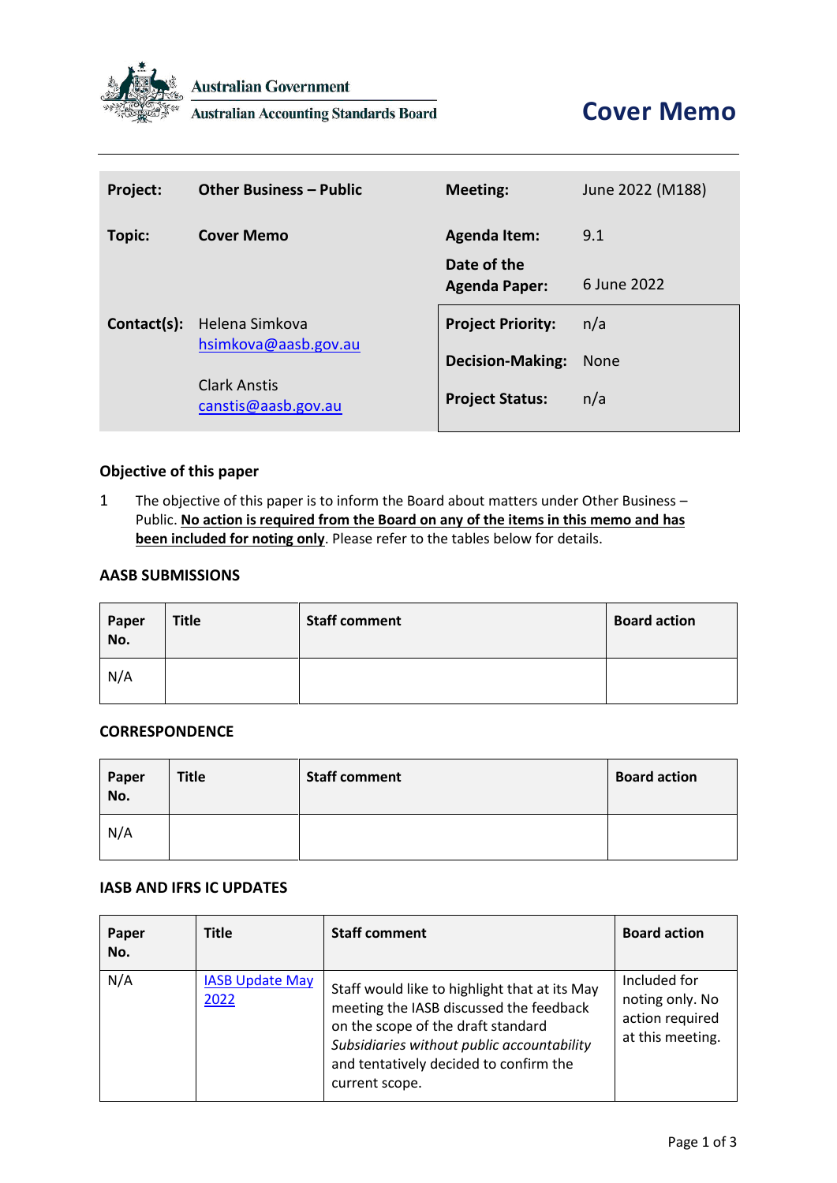Australian Government

Australian Accounting Standards Board

# Cover Memo

| Project: | Other Business – Public | Meeting: | June 2022 (M188) |
|---|---|---|---|
| Topic: | Cover Memo | Agenda Item: | 9.1 |
| | | Date of the Agenda Paper: | 6 June 2022 |
| Contact(s): | Helena Simkova [hsimkova@aasb.gov.au](mailto:hsimkova@aasb.gov.au) Clark Anstis [canstis@aasb.gov.au](mailto:canstis@aasb.gov.au) | Project Priority: | n/a |
| | | Decision-Making: | None |
| | | Project Status: | n/a |

## Objective of this paper

1 The objective of this paper is to inform the Board about matters under Other Business – Public. **No action is required from the Board on any of the items in this memo and has been included for noting only**. Please refer to the tables below for details.

## AASB SUBMISSIONS

| Paper No. | Title | Staff comment | Board action |
|---|---|---|---|
| N/A | | | |

## CORRESPONDENCE

| Paper No. | Title | Staff comment | Board action |
|---|---|---|---|
| N/A | | | |

## IASB AND IFRS IC UPDATES

| Paper No. | Title | Staff comment | Board action |
|---|---|---|---|
| N/A | IASB Update May 2022 | Staff would like to highlight that at its May meeting the IASB discussed the feedback on the scope of the draft standard *Subsidiaries without public accountability* and tentatively decided to confirm the current scope. | Included for noting only. No action required at this meeting. |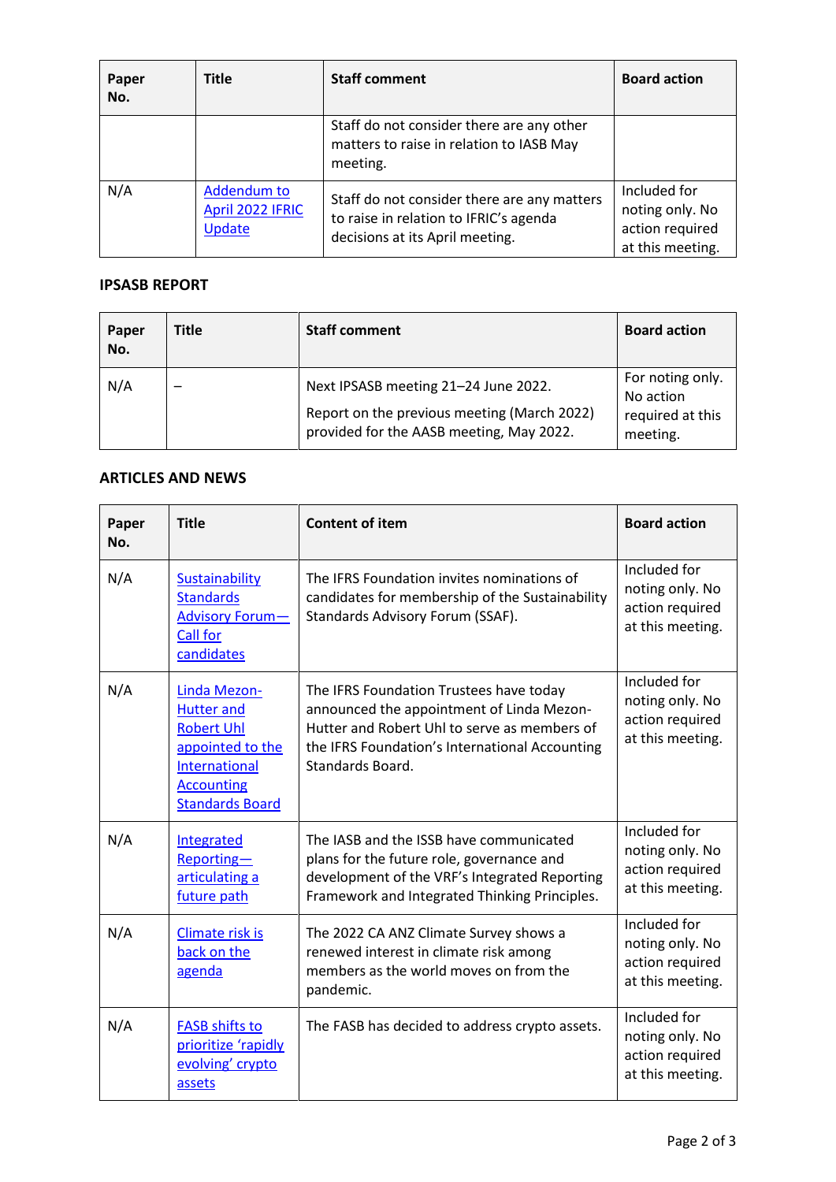| Paper No. | Title | Staff comment | Board action |
|---|---|---|---|
| | | Staff do not consider there are any other matters to raise in relation to IASB May meeting. | |
| N/A | Addendum to April 2022 IFRIC Update | Staff do not consider there are any matters to raise in relation to IFRIC's agenda decisions at its April meeting. | Included for noting only. No action required at this meeting. |

## IPSASB REPORT

| Paper No. | Title | Staff comment | Board action |
|---|---|---|---|
| N/A | – | Next IPSASB meeting 21–24 June 2022.<br>Report on the previous meeting (March 2022) provided for the AASB meeting, May 2022. | For noting only. No action required at this meeting. |

## ARTICLES AND NEWS

| Paper No. | Title | Content of item | Board action |
|---|---|---|---|
| N/A | Sustainability Standards Advisory Forum—Call for candidates | The IFRS Foundation invites nominations of candidates for membership of the Sustainability Standards Advisory Forum (SSAF). | Included for noting only. No action required at this meeting. |
| N/A | Linda Mezon-Hutter and Robert Uhl appointed to the International Accounting Standards Board | The IFRS Foundation Trustees have today announced the appointment of Linda Mezon-Hutter and Robert Uhl to serve as members of the IFRS Foundation's International Accounting Standards Board. | Included for noting only. No action required at this meeting. |
| N/A | Integrated Reporting—articulating a future path | The IASB and the ISSB have communicated plans for the future role, governance and development of the VRF's Integrated Reporting Framework and Integrated Thinking Principles. | Included for noting only. No action required at this meeting. |
| N/A | Climate risk is back on the agenda | The 2022 CA ANZ Climate Survey shows a renewed interest in climate risk among members as the world moves on from the pandemic. | Included for noting only. No action required at this meeting. |
| N/A | FASB shifts to prioritize 'rapidly evolving' crypto assets | The FASB has decided to address crypto assets. | Included for noting only. No action required at this meeting. |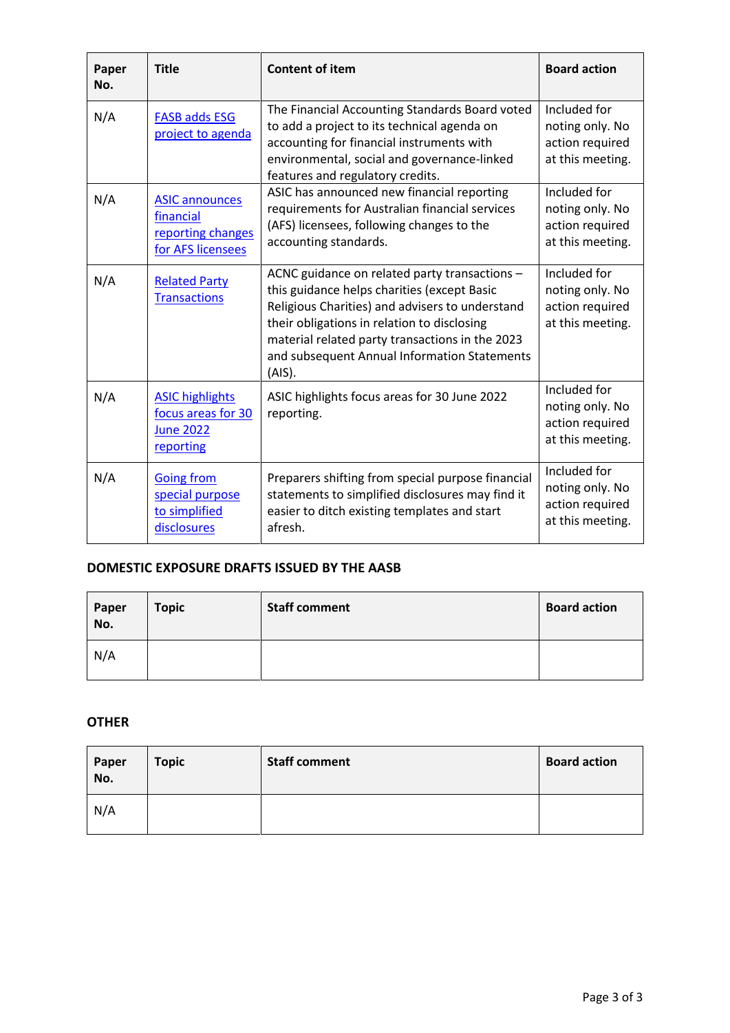| Paper No. | Title | Content of item | Board action |
|---|---|---|---|
| N/A | FASB adds ESG project to agenda | The Financial Accounting Standards Board voted to add a project to its technical agenda on accounting for financial instruments with environmental, social and governance-linked features and regulatory credits. | Included for noting only. No action required at this meeting. |
| N/A | ASIC announces financial reporting changes for AFS licensees | ASIC has announced new financial reporting requirements for Australian financial services (AFS) licensees, following changes to the accounting standards. | Included for noting only. No action required at this meeting. |
| N/A | Related Party Transactions | ACNC guidance on related party transactions – this guidance helps charities (except Basic Religious Charities) and advisers to understand their obligations in relation to disclosing material related party transactions in the 2023 and subsequent Annual Information Statements (AIS). | Included for noting only. No action required at this meeting. |
| N/A | ASIC highlights focus areas for 30 June 2022 reporting | ASIC highlights focus areas for 30 June 2022 reporting. | Included for noting only. No action required at this meeting. |
| N/A | Going from special purpose to simplified disclosures | Preparers shifting from special purpose financial statements to simplified disclosures may find it easier to ditch existing templates and start afresh. | Included for noting only. No action required at this meeting. |

## DOMESTIC EXPOSURE DRAFTS ISSUED BY THE AASB

| Paper No. | Topic | Staff comment | Board action |
|---|---|---|---|
| N/A | | | |

## OTHER

| Paper No. | Topic | Staff comment | Board action |
|---|---|---|---|
| N/A | | | |